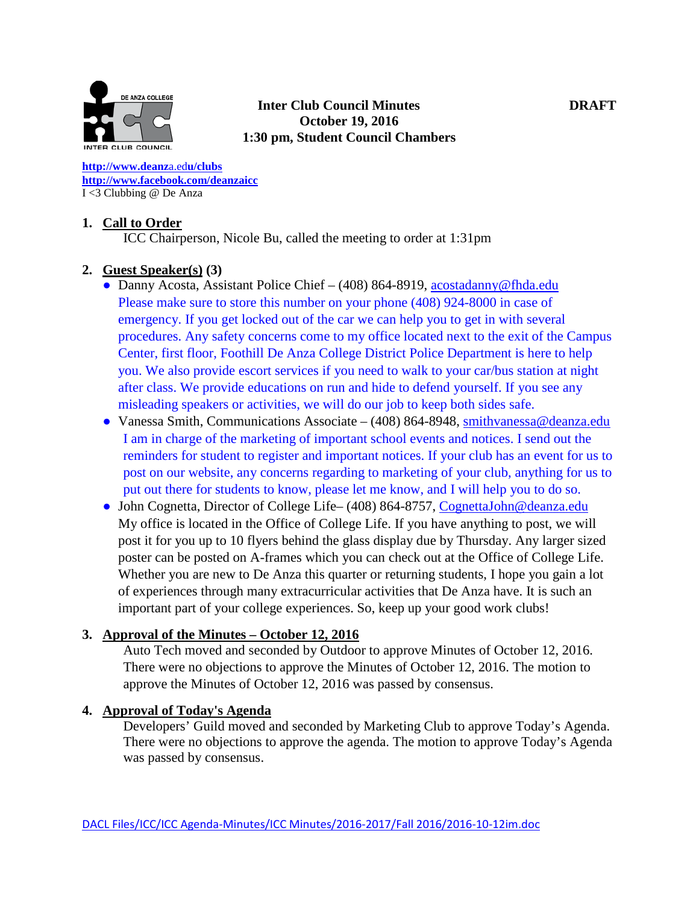**Inter Club Council Minutes**
**October 19, 2016**
**1:30 pm, Student Council Chambers**

**DRAFT**

http://www.deanza.edu/clubs
http://www.facebook.com/deanzaicc
I <3 Clubbing @ De Anza

1. **Call to Order**

   ICC Chairperson, Nicole Bu, called the meeting to order at 1:31pm

2. **Guest Speaker(s) (3)**
   - Danny Acosta, Assistant Police Chief – (408) 864-8919, acostadanny@fhda.edu
     Please make sure to store this number on your phone (408) 924-8000 in case of emergency. If you get locked out of the car we can help you to get in with several procedures. Any safety concerns come to my office located next to the exit of the Campus Center, first floor, Foothill De Anza College District Police Department is here to help you. We also provide escort services if you need to walk to your car/bus station at night after class. We provide educations on run and hide to defend yourself. If you see any misleading speakers or activities, we will do our job to keep both sides safe.
   - Vanessa Smith, Communications Associate – (408) 864-8948, smithvanessa@deanza.edu
     I am in charge of the marketing of important school events and notices. I send out the reminders for student to register and important notices. If your club has an event for us to post on our website, any concerns regarding to marketing of your club, anything for us to put out there for students to know, please let me know, and I will help you to do so.
   - John Cognetta, Director of College Life– (408) 864-8757, CognettaJohn@deanza.edu
     My office is located in the Office of College Life. If you have anything to post, we will post it for you up to 10 flyers behind the glass display due by Thursday. Any larger sized poster can be posted on A-frames which you can check out at the Office of College Life. Whether you are new to De Anza this quarter or returning students, I hope you gain a lot of experiences through many extracurricular activities that De Anza have. It is such an important part of your college experiences. So, keep up your good work clubs!

3. **Approval of the Minutes – October 12, 2016**

   Auto Tech moved and seconded by Outdoor to approve Minutes of October 12, 2016. There were no objections to approve the Minutes of October 12, 2016. The motion to approve the Minutes of October 12, 2016 was passed by consensus.

4. **Approval of Today's Agenda**

   Developers' Guild moved and seconded by Marketing Club to approve Today's Agenda. There were no objections to approve the agenda. The motion to approve Today's Agenda was passed by consensus.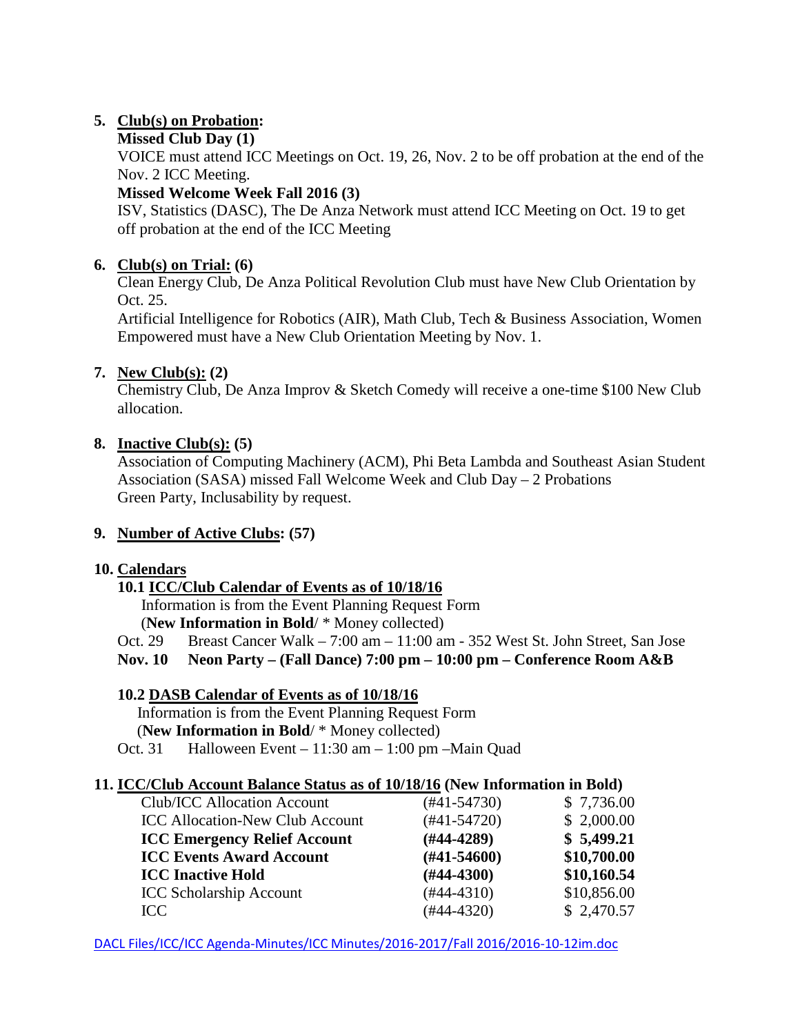5. **Club(s) on Probation:**

   **Missed Club Day (1)**

   VOICE must attend ICC Meetings on Oct. 19, 26, Nov. 2 to be off probation at the end of the Nov. 2 ICC Meeting.

   **Missed Welcome Week Fall 2016 (3)**

   ISV, Statistics (DASC), The De Anza Network must attend ICC Meeting on Oct. 19 to get off probation at the end of the ICC Meeting

6. **Club(s) on Trial: (6)**

   Clean Energy Club, De Anza Political Revolution Club must have New Club Orientation by Oct. 25.

   Artificial Intelligence for Robotics (AIR), Math Club, Tech & Business Association, Women Empowered must have a New Club Orientation Meeting by Nov. 1.

7. **New Club(s): (2)**

   Chemistry Club, De Anza Improv & Sketch Comedy will receive a one-time $100 New Club allocation.

8. **Inactive Club(s): (5)**

   Association of Computing Machinery (ACM), Phi Beta Lambda and Southeast Asian Student Association (SASA) missed Fall Welcome Week and Club Day – 2 Probations

   Green Party, Inclusability by request.

9. **Number of Active Clubs: (57)**

10. **Calendars**

    **10.1 ICC/Club Calendar of Events as of 10/18/16**

    Information is from the Event Planning Request Form

    (**New Information in Bold**/ * Money collected)

    Oct. 29 Breast Cancer Walk – 7:00 am – 11:00 am - 352 West St. John Street, San Jose

    **Nov. 10 Neon Party – (Fall Dance) 7:00 pm – 10:00 pm – Conference Room A&B**

    **10.2 DASB Calendar of Events as of 10/18/16**

    Information is from the Event Planning Request Form

    (**New Information in Bold**/ * Money collected)

    Oct. 31 Halloween Event – 11:30 am – 1:00 pm –Main Quad

11. **ICC/Club Account Balance Status as of 10/18/16 (New Information in Bold)**

| Account | Number | Balance |
|---|---|---|
| Club/ICC Allocation Account | (#41-54730) | $ 7,736.00 |
| ICC Allocation-New Club Account | (#41-54720) | $ 2,000.00 |
| **ICC Emergency Relief Account** | **(#44-4289)** | **$ 5,499.21** |
| **ICC Events Award Account** | **(#41-54600)** | **$10,700.00** |
| **ICC Inactive Hold** | **(#44-4300)** | **$10,160.54** |
| ICC Scholarship Account | (#44-4310) | $10,856.00 |
| ICC | (#44-4320) | $ 2,470.57 |

DACL Files/ICC/ICC Agenda-Minutes/ICC Minutes/2016-2017/Fall 2016/2016-10-12im.doc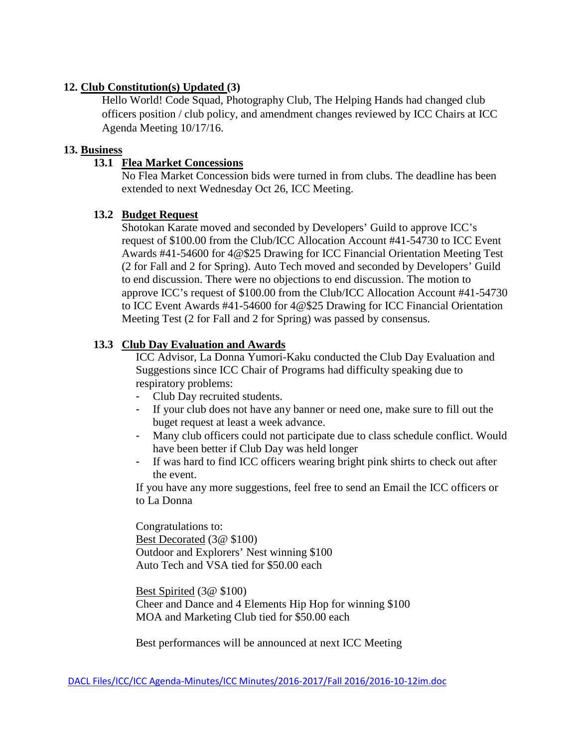**12. <u>Club Constitution(s) Updated</u> (3)**

Hello World! Code Squad, Photography Club, The Helping Hands had changed club officers position / club policy, and amendment changes reviewed by ICC Chairs at ICC Agenda Meeting 10/17/16.

**13. <u>Business</u>**

**13.1 <u>Flea Market Concessions</u>**

No Flea Market Concession bids were turned in from clubs. The deadline has been extended to next Wednesday Oct 26, ICC Meeting.

**13.2 <u>Budget Request</u>**

Shotokan Karate moved and seconded by Developers' Guild to approve ICC's request of $100.00 from the Club/ICC Allocation Account #41-54730 to ICC Event Awards #41-54600 for 4@$25 Drawing for ICC Financial Orientation Meeting Test (2 for Fall and 2 for Spring). Auto Tech moved and seconded by Developers' Guild to end discussion. There were no objections to end discussion. The motion to approve ICC's request of $100.00 from the Club/ICC Allocation Account #41-54730 to ICC Event Awards #41-54600 for 4@$25 Drawing for ICC Financial Orientation Meeting Test (2 for Fall and 2 for Spring) was passed by consensus.

**13.3 <u>Club Day Evaluation and Awards</u>**

ICC Advisor, La Donna Yumori-Kaku conducted the Club Day Evaluation and Suggestions since ICC Chair of Programs had difficulty speaking due to respiratory problems:

- Club Day recruited students.
- If your club does not have any banner or need one, make sure to fill out the buget request at least a week advance.
- Many club officers could not participate due to class schedule conflict. Would have been better if Club Day was held longer
- If was hard to find ICC officers wearing bright pink shirts to check out after the event.

If you have any more suggestions, feel free to send an Email the ICC officers or to La Donna

Congratulations to:
<u>Best Decorated</u> (3@ $100)
Outdoor and Explorers' Nest winning $100
Auto Tech and VSA tied for $50.00 each

<u>Best Spirited</u> (3@ $100)
Cheer and Dance and 4 Elements Hip Hop for winning $100
MOA and Marketing Club tied for $50.00 each

Best performances will be announced at next ICC Meeting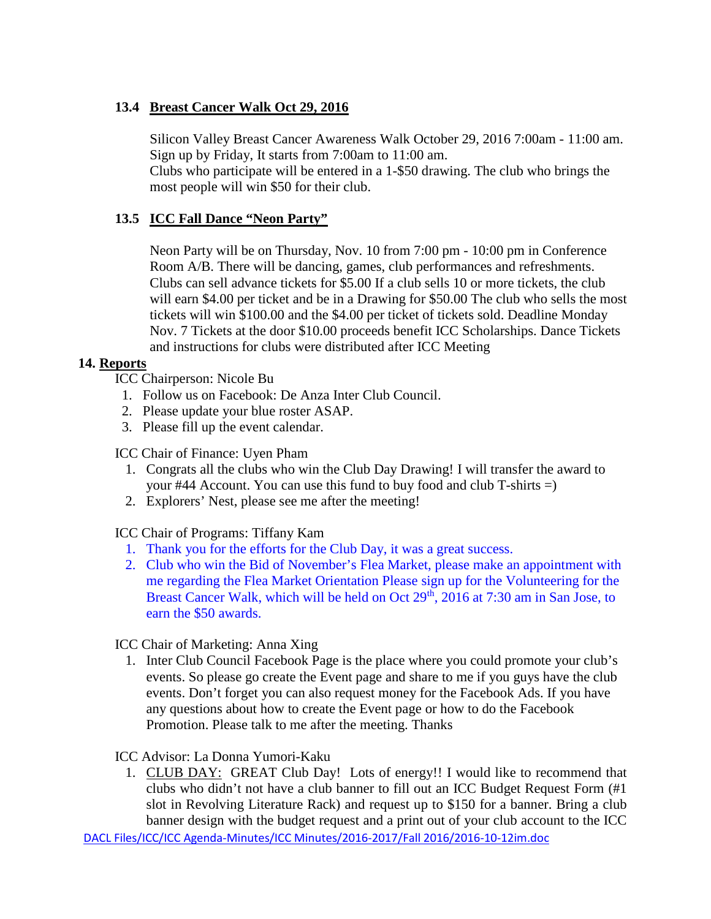### 13.4 Breast Cancer Walk Oct 29, 2016

Silicon Valley Breast Cancer Awareness Walk October 29, 2016 7:00am - 11:00 am. Sign up by Friday, It starts from 7:00am to 11:00 am.
Clubs who participate will be entered in a 1-$50 drawing. The club who brings the most people will win $50 for their club.

### 13.5 ICC Fall Dance "Neon Party"

Neon Party will be on Thursday, Nov. 10 from 7:00 pm - 10:00 pm in Conference Room A/B. There will be dancing, games, club performances and refreshments. Clubs can sell advance tickets for $5.00 If a club sells 10 or more tickets, the club will earn $4.00 per ticket and be in a Drawing for $50.00 The club who sells the most tickets will win $100.00 and the $4.00 per ticket of tickets sold. Deadline Monday Nov. 7 Tickets at the door $10.00 proceeds benefit ICC Scholarships. Dance Tickets and instructions for clubs were distributed after ICC Meeting

## 14. Reports

ICC Chairperson: Nicole Bu

1. Follow us on Facebook: De Anza Inter Club Council.
2. Please update your blue roster ASAP.
3. Please fill up the event calendar.

ICC Chair of Finance: Uyen Pham

1. Congrats all the clubs who win the Club Day Drawing! I will transfer the award to your #44 Account. You can use this fund to buy food and club T-shirts =)
2. Explorers' Nest, please see me after the meeting!

ICC Chair of Programs: Tiffany Kam

1. Thank you for the efforts for the Club Day, it was a great success.
2. Club who win the Bid of November's Flea Market, please make an appointment with me regarding the Flea Market Orientation Please sign up for the Volunteering for the Breast Cancer Walk, which will be held on Oct 29th, 2016 at 7:30 am in San Jose, to earn the $50 awards.

ICC Chair of Marketing: Anna Xing

1. Inter Club Council Facebook Page is the place where you could promote your club's events. So please go create the Event page and share to me if you guys have the club events. Don't forget you can also request money for the Facebook Ads. If you have any questions about how to create the Event page or how to do the Facebook Promotion. Please talk to me after the meeting. Thanks

ICC Advisor: La Donna Yumori-Kaku

1. CLUB DAY: GREAT Club Day! Lots of energy!! I would like to recommend that clubs who didn't not have a club banner to fill out an ICC Budget Request Form (#1 slot in Revolving Literature Rack) and request up to $150 for a banner. Bring a club banner design with the budget request and a print out of your club account to the ICC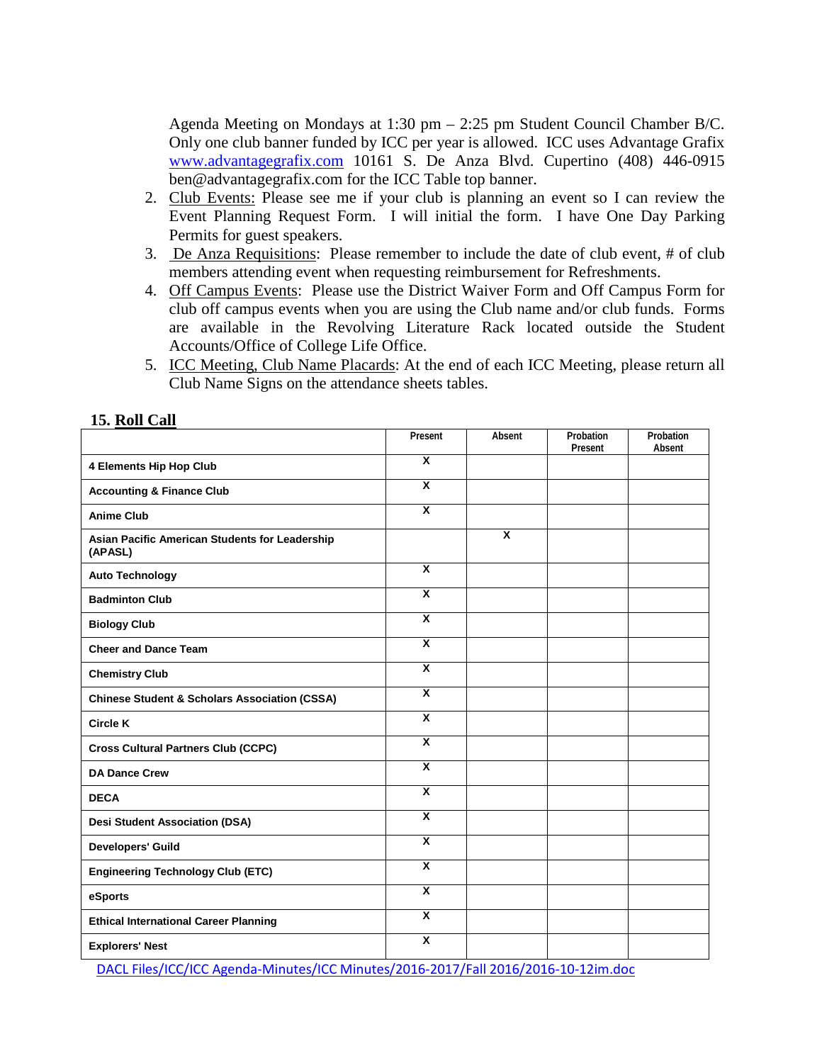Agenda Meeting on Mondays at 1:30 pm – 2:25 pm Student Council Chamber B/C. Only one club banner funded by ICC per year is allowed. ICC uses Advantage Grafix www.advantagegrafix.com 10161 S. De Anza Blvd. Cupertino (408) 446-0915 ben@advantagegrafix.com for the ICC Table top banner.

2. Club Events: Please see me if your club is planning an event so I can review the Event Planning Request Form. I will initial the form. I have One Day Parking Permits for guest speakers.
3. De Anza Requisitions: Please remember to include the date of club event, # of club members attending event when requesting reimbursement for Refreshments.
4. Off Campus Events: Please use the District Waiver Form and Off Campus Form for club off campus events when you are using the Club name and/or club funds. Forms are available in the Revolving Literature Rack located outside the Student Accounts/Office of College Life Office.
5. ICC Meeting, Club Name Placards: At the end of each ICC Meeting, please return all Club Name Signs on the attendance sheets tables.

## 15. Roll Call

| | Present | Absent | Probation Present | Probation Absent |
|---|---|---|---|---|
| 4 Elements Hip Hop Club | X | | | |
| Accounting & Finance Club | X | | | |
| Anime Club | X | | | |
| Asian Pacific American Students for Leadership (APASL) | | X | | |
| Auto Technology | X | | | |
| Badminton Club | X | | | |
| Biology Club | X | | | |
| Cheer and Dance Team | X | | | |
| Chemistry Club | X | | | |
| Chinese Student & Scholars Association (CSSA) | X | | | |
| Circle K | X | | | |
| Cross Cultural Partners Club (CCPC) | X | | | |
| DA Dance Crew | X | | | |
| DECA | X | | | |
| Desi Student Association (DSA) | X | | | |
| Developers' Guild | X | | | |
| Engineering Technology Club (ETC) | X | | | |
| eSports | X | | | |
| Ethical International Career Planning | X | | | |
| Explorers' Nest | X | | | |

DACL Files/ICC/ICC Agenda-Minutes/ICC Minutes/2016-2017/Fall 2016/2016-10-12im.doc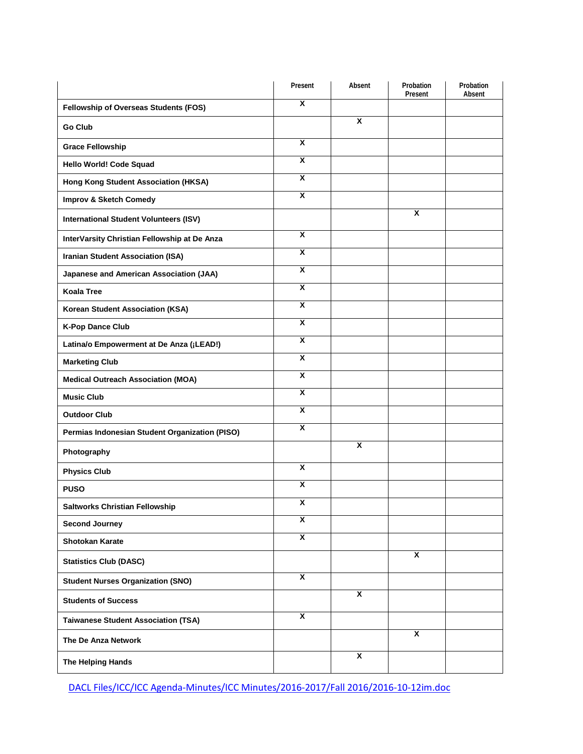| | Present | Absent | Probation Present | Probation Absent |
|---|---|---|---|---|
| **Fellowship of Overseas Students (FOS)** | X | | | |
| **Go Club** | | X | | |
| **Grace Fellowship** | X | | | |
| **Hello World! Code Squad** | X | | | |
| **Hong Kong Student Association (HKSA)** | X | | | |
| **Improv & Sketch Comedy** | X | | | |
| **International Student Volunteers (ISV)** | | | X | |
| **InterVarsity Christian Fellowship at De Anza** | X | | | |
| **Iranian Student Association (ISA)** | X | | | |
| **Japanese and American Association (JAA)** | X | | | |
| **Koala Tree** | X | | | |
| **Korean Student Association (KSA)** | X | | | |
| **K-Pop Dance Club** | X | | | |
| **Latina/o Empowerment at De Anza (¡LEAD!)** | X | | | |
| **Marketing Club** | X | | | |
| **Medical Outreach Association (MOA)** | X | | | |
| **Music Club** | X | | | |
| **Outdoor Club** | X | | | |
| **Permias Indonesian Student Organization (PISO)** | X | | | |
| **Photography** | | X | | |
| **Physics Club** | X | | | |
| **PUSO** | X | | | |
| **Saltworks Christian Fellowship** | X | | | |
| **Second Journey** | X | | | |
| **Shotokan Karate** | X | | | |
| **Statistics Club (DASC)** | | | X | |
| **Student Nurses Organization (SNO)** | X | | | |
| **Students of Success** | | X | | |
| **Taiwanese Student Association (TSA)** | X | | | |
| **The De Anza Network** | | | X | |
| **The Helping Hands** | | X | | |

DACL Files/ICC/ICC Agenda-Minutes/ICC Minutes/2016-2017/Fall 2016/2016-10-12im.doc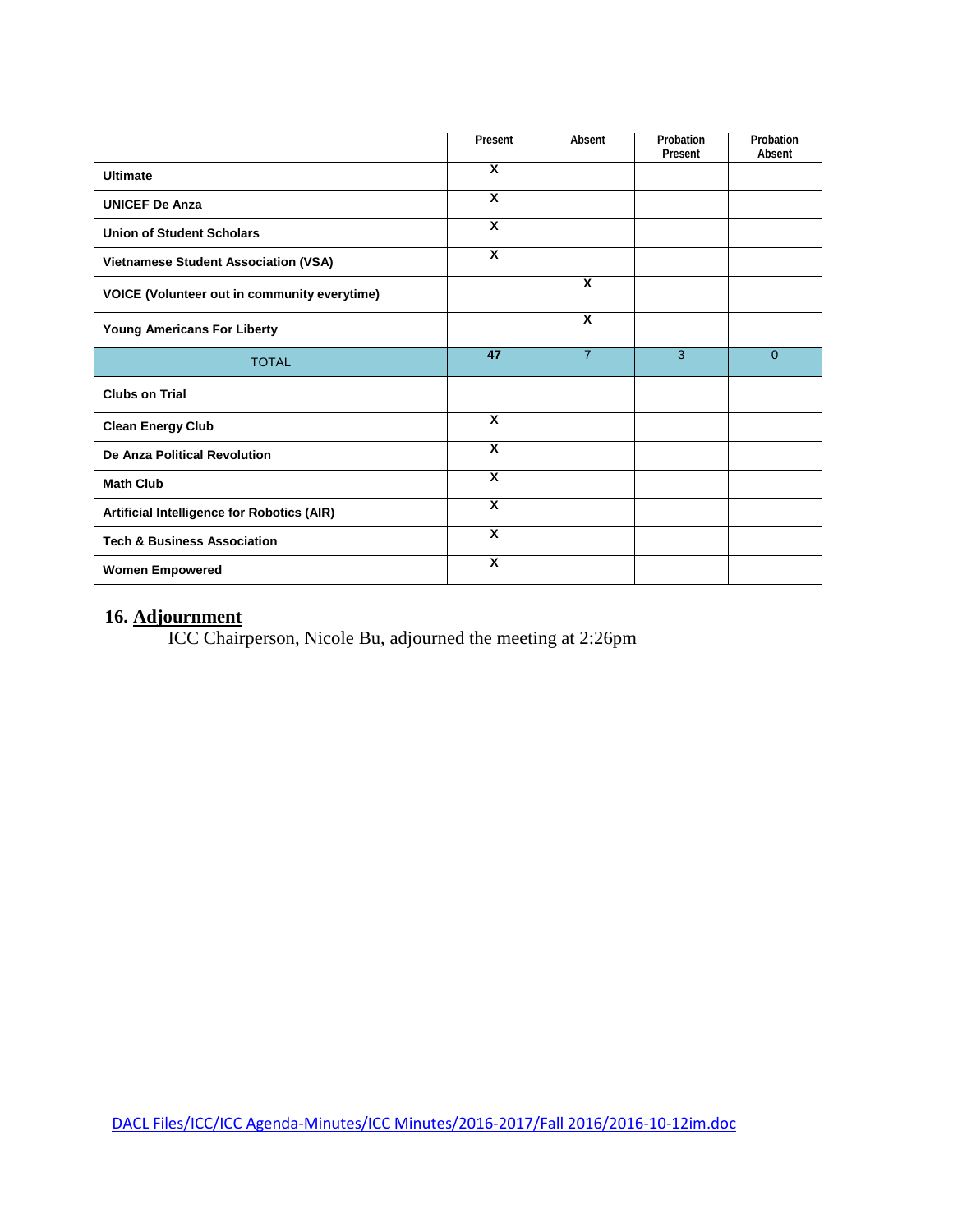| | Present | Absent | Probation Present | Probation Absent |
|---|---|---|---|---|
| **Ultimate** | X | | | |
| **UNICEF De Anza** | X | | | |
| **Union of Student Scholars** | X | | | |
| **Vietnamese Student Association (VSA)** | X | | | |
| **VOICE (Volunteer out in community everytime)** | | X | | |
| **Young Americans For Liberty** | | X | | |
| TOTAL | 47 | 7 | 3 | 0 |
| **Clubs on Trial** | | | | |
| **Clean Energy Club** | X | | | |
| **De Anza Political Revolution** | X | | | |
| **Math Club** | X | | | |
| **Artificial Intelligence for Robotics (AIR)** | X | | | |
| **Tech & Business Association** | X | | | |
| **Women Empowered** | X | | | |

## 16. Adjournment

ICC Chairperson, Nicole Bu, adjourned the meeting at 2:26pm

DACL Files/ICC/ICC Agenda-Minutes/ICC Minutes/2016-2017/Fall 2016/2016-10-12im.doc